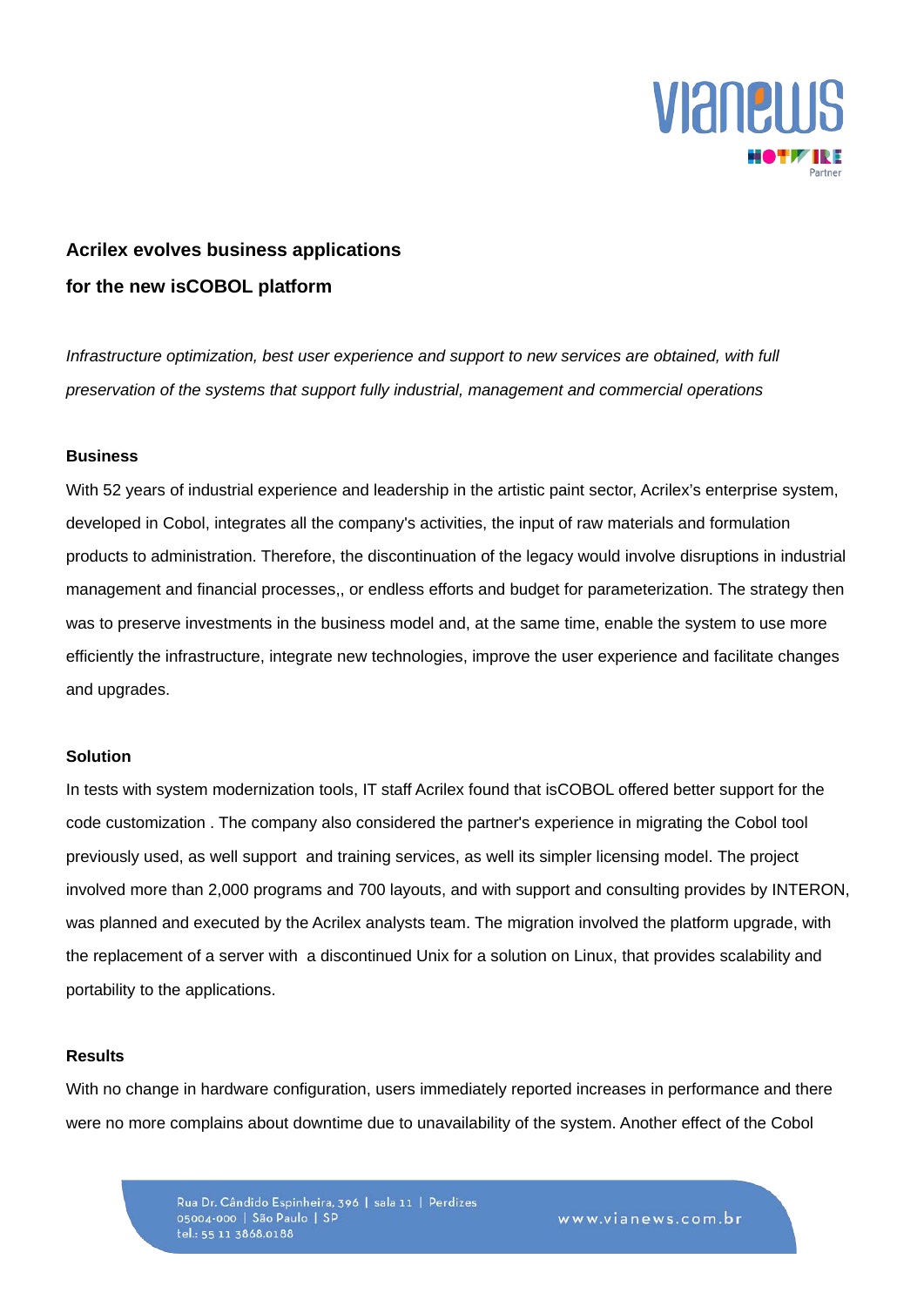# Acrilex evolves business applications for the new isCOBOL platform

*Infrastructure optimization, best user experience and support to new services are obtained, with full preservation of the systems that support fully industrial, management and commercial operations*

## Business

With 52 years of industrial experience and leadership in the artistic paint sector, Acrilex's enterprise system, developed in Cobol, integrates all the company's activities, the input of raw materials and formulation products to administration. Therefore, the discontinuation of the legacy would involve disruptions in industrial management and financial processes,, or endless efforts and budget for parameterization. The strategy then was to preserve investments in the business model and, at the same time, enable the system to use more efficiently the infrastructure, integrate new technologies, improve the user experience and facilitate changes and upgrades.

## Solution

In tests with system modernization tools, IT staff Acrilex found that isCOBOL offered better support for the code customization . The company also considered the partner's experience in migrating the Cobol tool previously used, as well support and training services, as well its simpler licensing model. The project involved more than 2,000 programs and 700 layouts, and with support and consulting provides by INTERON, was planned and executed by the Acrilex analysts team. The migration involved the platform upgrade, with the replacement of a server with a discontinued Unix for a solution on Linux, that provides scalability and portability to the applications.

## Results

With no change in hardware configuration, users immediately reported increases in performance and there were no more complains about downtime due to unavailability of the system. Another effect of the Cobol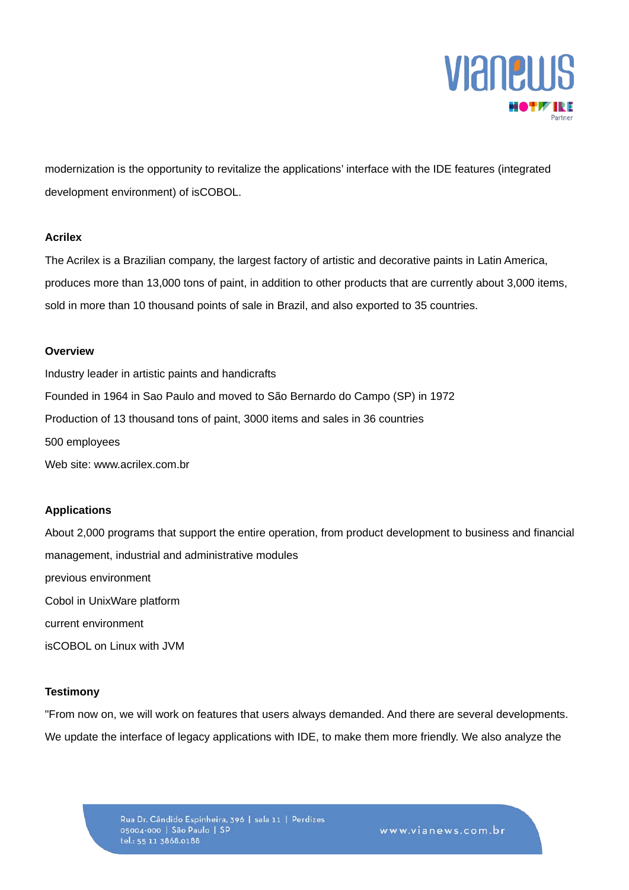modernization is the opportunity to revitalize the applications' interface with the IDE features (integrated development environment) of isCOBOL.

**Acrilex**

The Acrilex is a Brazilian company, the largest factory of artistic and decorative paints in Latin America, produces more than 13,000 tons of paint, in addition to other products that are currently about 3,000 items, sold in more than 10 thousand points of sale in Brazil, and also exported to 35 countries.

**Overview**

Industry leader in artistic paints and handicrafts

Founded in 1964 in Sao Paulo and moved to São Bernardo do Campo (SP) in 1972

Production of 13 thousand tons of paint, 3000 items and sales in 36 countries

500 employees

Web site: www.acrilex.com.br

**Applications**

About 2,000 programs that support the entire operation, from product development to business and financial management, industrial and administrative modules

previous environment

Cobol in UnixWare platform

current environment

isCOBOL on Linux with JVM

**Testimony**

"From now on, we will work on features that users always demanded. And there are several developments. We update the interface of legacy applications with IDE, to make them more friendly. We also analyze the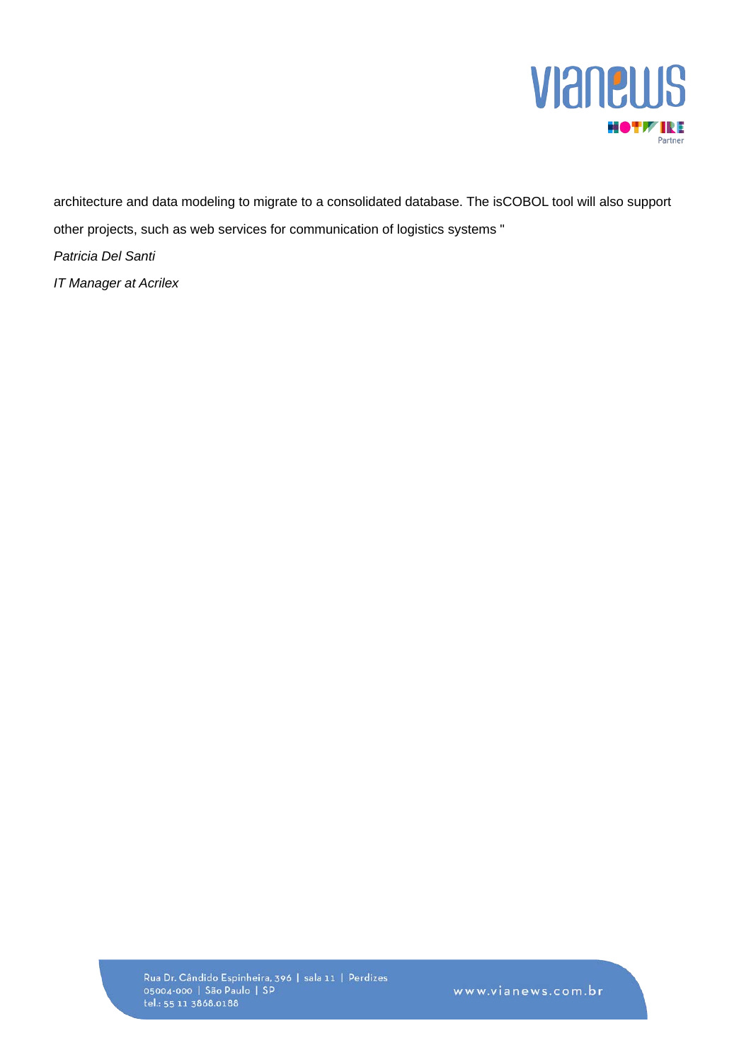architecture and data modeling to migrate to a consolidated database. The isCOBOL tool will also support other projects, such as web services for communication of logistics systems "

*Patricia Del Santi*

*IT Manager at Acrilex*